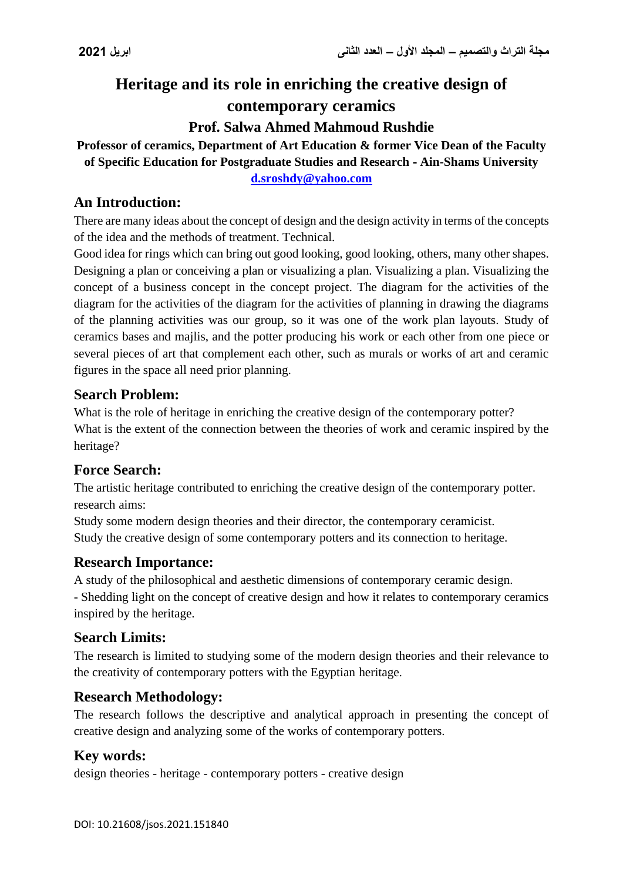# Heritage and its role in enriching the creative design of contemporary ceramics

**Prof. Salwa Ahmed Mahmoud Rushdie**

**Professor of ceramics, Department of Art Education & former Vice Dean of the Faculty of Specific Education for Postgraduate Studies and Research - Ain-Shams University**

**d.sroshdy@yahoo.com**

## An Introduction:

There are many ideas about the concept of design and the design activity in terms of the concepts of the idea and the methods of treatment. Technical.

Good idea for rings which can bring out good looking, good looking, others, many other shapes. Designing a plan or conceiving a plan or visualizing a plan. Visualizing a plan. Visualizing the concept of a business concept in the concept project. The diagram for the activities of the diagram for the activities of the diagram for the activities of planning in drawing the diagrams of the planning activities was our group, so it was one of the work plan layouts. Study of ceramics bases and majlis, and the potter producing his work or each other from one piece or several pieces of art that complement each other, such as murals or works of art and ceramic figures in the space all need prior planning.

## Search Problem:

What is the role of heritage in enriching the creative design of the contemporary potter?
What is the extent of the connection between the theories of work and ceramic inspired by the heritage?

## Force Search:

The artistic heritage contributed to enriching the creative design of the contemporary potter.
research aims:
Study some modern design theories and their director, the contemporary ceramicist.
Study the creative design of some contemporary potters and its connection to heritage.

## Research Importance:

A study of the philosophical and aesthetic dimensions of contemporary ceramic design.
- Shedding light on the concept of creative design and how it relates to contemporary ceramics inspired by the heritage.

## Search Limits:

The research is limited to studying some of the modern design theories and their relevance to the creativity of contemporary potters with the Egyptian heritage.

## Research Methodology:

The research follows the descriptive and analytical approach in presenting the concept of creative design and analyzing some of the works of contemporary potters.

## Key words:

design theories - heritage - contemporary potters - creative design

DOI: 10.21608/jsos.2021.151840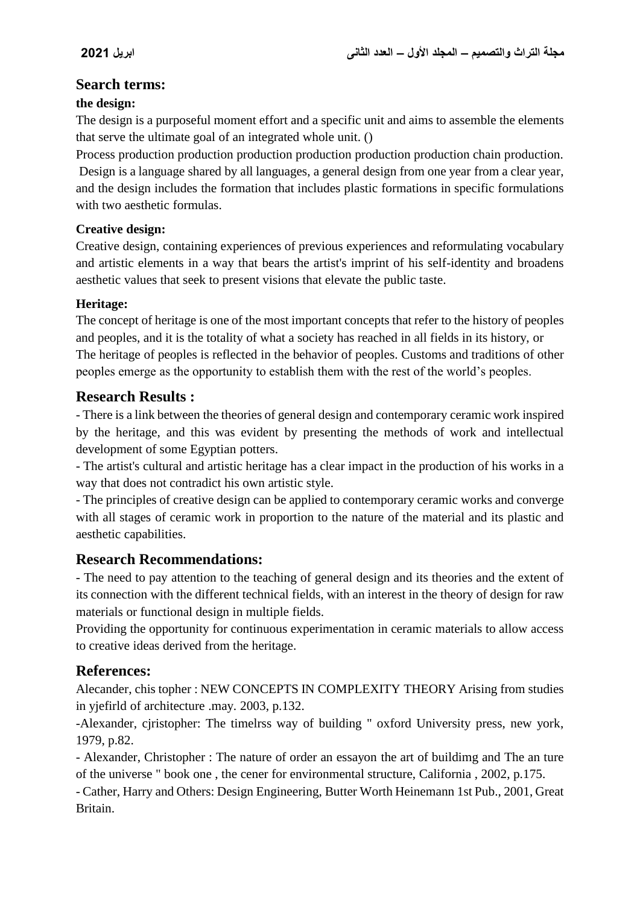## Search terms:

**the design:**

The design is a purposeful moment effort and a specific unit and aims to assemble the elements that serve the ultimate goal of an integrated whole unit. ()

Process production production production production production production chain production.

Design is a language shared by all languages, a general design from one year from a clear year, and the design includes the formation that includes plastic formations in specific formulations with two aesthetic formulas.

**Creative design:**

Creative design, containing experiences of previous experiences and reformulating vocabulary and artistic elements in a way that bears the artist's imprint of his self-identity and broadens aesthetic values that seek to present visions that elevate the public taste.

**Heritage:**

The concept of heritage is one of the most important concepts that refer to the history of peoples and peoples, and it is the totality of what a society has reached in all fields in its history, or The heritage of peoples is reflected in the behavior of peoples. Customs and traditions of other peoples emerge as the opportunity to establish them with the rest of the world's peoples.

## Research Results :

- There is a link between the theories of general design and contemporary ceramic work inspired by the heritage, and this was evident by presenting the methods of work and intellectual development of some Egyptian potters.
- The artist's cultural and artistic heritage has a clear impact in the production of his works in a way that does not contradict his own artistic style.
- The principles of creative design can be applied to contemporary ceramic works and converge with all stages of ceramic work in proportion to the nature of the material and its plastic and aesthetic capabilities.

## Research Recommendations:

- The need to pay attention to the teaching of general design and its theories and the extent of its connection with the different technical fields, with an interest in the theory of design for raw materials or functional design in multiple fields.

Providing the opportunity for continuous experimentation in ceramic materials to allow access to creative ideas derived from the heritage.

## References:

Alecander, chis topher : NEW CONCEPTS IN COMPLEXITY THEORY Arising from studies in yjefirld of architecture .may. 2003, p.132.

-Alexander, cjristopher: The timelrss way of building " oxford University press, new york, 1979, p.82.

- Alexander, Christopher : The nature of order an essayon the art of buildimg and The an ture of the universe " book one , the cener for environmental structure, California , 2002, p.175.

- Cather, Harry and Others: Design Engineering, Butter Worth Heinemann 1st Pub., 2001, Great Britain.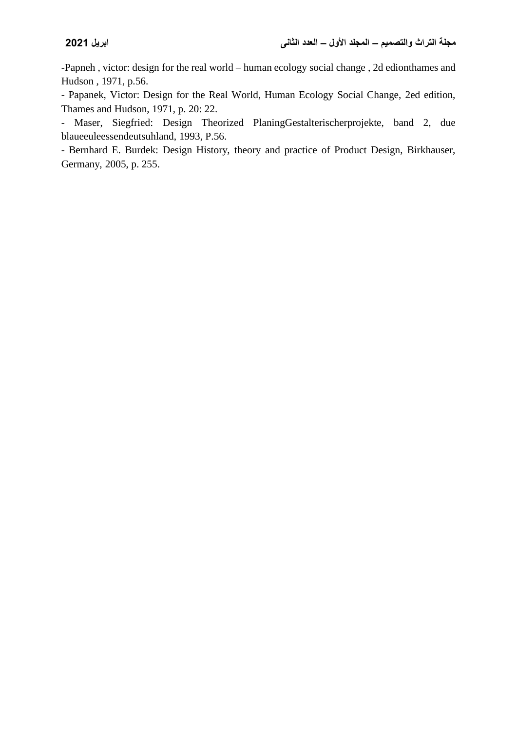-Papneh , victor: design for the real world – human ecology social change , 2d edionthames and Hudson , 1971, p.56.

- Papanek, Victor: Design for the Real World, Human Ecology Social Change, 2ed edition, Thames and Hudson, 1971, p. 20: 22.

- Maser, Siegfried: Design Theorized PlaningGestalterischerprojekte, band 2, due blaueeuleessendeutsuhland, 1993, P.56.

- Bernhard E. Burdek: Design History, theory and practice of Product Design, Birkhauser, Germany, 2005, p. 255.